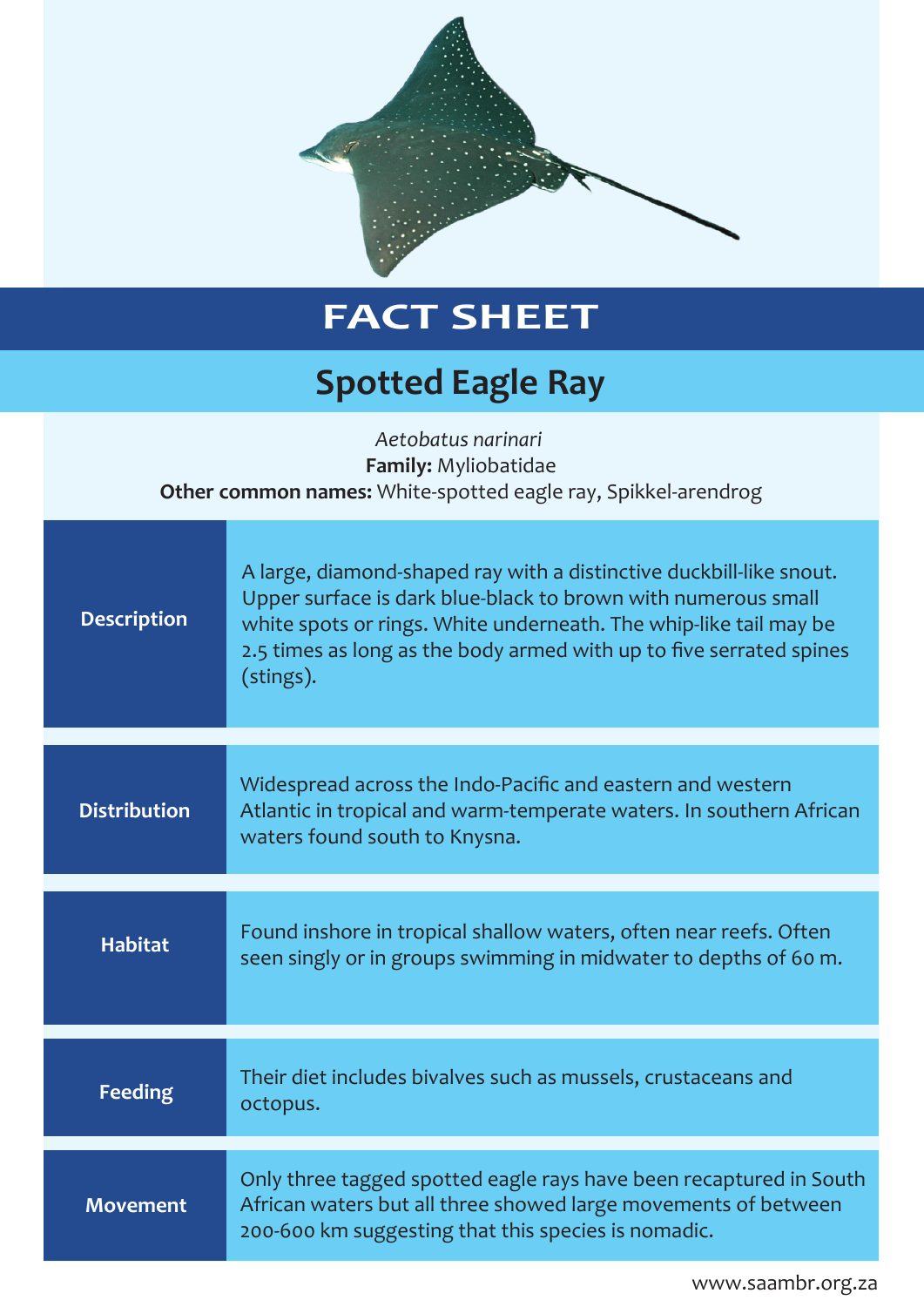# FACT SHEET

## Spotted Eagle Ray

*Aetobatus narinari*
**Family:** Myliobatidae
**Other common names:** White-spotted eagle ray, Spikkel-arendrog

| | |
|---|---|
| **Description** | A large, diamond-shaped ray with a distinctive duckbill-like snout. Upper surface is dark blue-black to brown with numerous small white spots or rings. White underneath. The whip-like tail may be 2.5 times as long as the body armed with up to five serrated spines (stings). |
| **Distribution** | Widespread across the Indo-Pacific and eastern and western Atlantic in tropical and warm-temperate waters. In southern African waters found south to Knysna. |
| **Habitat** | Found inshore in tropical shallow waters, often near reefs. Often seen singly or in groups swimming in midwater to depths of 60 m. |
| **Feeding** | Their diet includes bivalves such as mussels, crustaceans and octopus. |
| **Movement** | Only three tagged spotted eagle rays have been recaptured in South African waters but all three showed large movements of between 200-600 km suggesting that this species is nomadic. |

www.saambr.org.za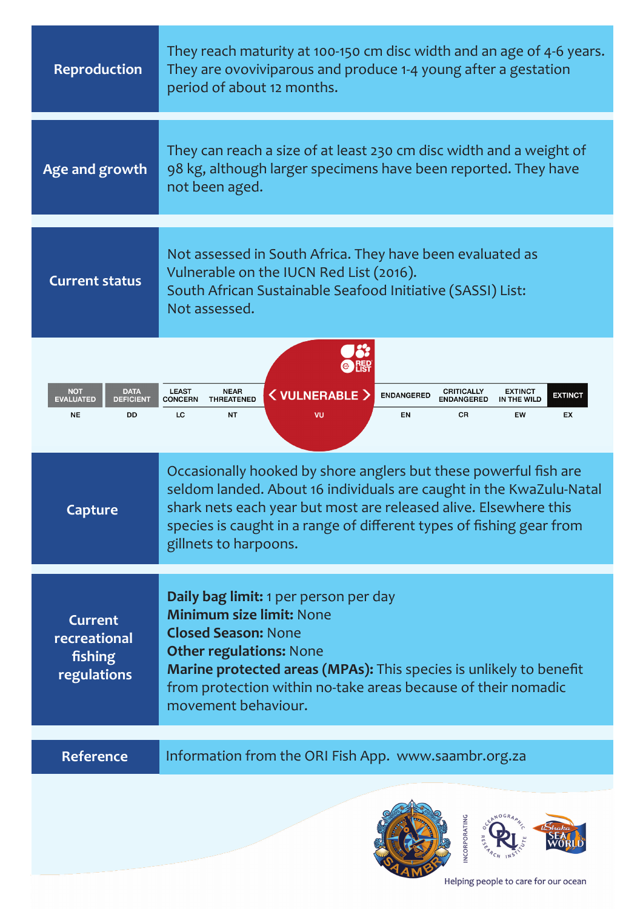| | |
|---|---|
| **Reproduction** | They reach maturity at 100-150 cm disc width and an age of 4-6 years. They are ovoviviparous and produce 1-4 young after a gestation period of about 12 months. |
| **Age and growth** | They can reach a size of at least 230 cm disc width and a weight of 98 kg, although larger specimens have been reported. They have not been aged. |
| **Current status** | Not assessed in South Africa. They have been evaluated as Vulnerable on the IUCN Red List (2016). South African Sustainable Seafood Initiative (SASSI) List: Not assessed. |

RED LIST

| NOT EVALUATED | DATA DEFICIENT | LEAST CONCERN | NEAR THREATENED | VULNERABLE | ENDANGERED | CRITICALLY ENDANGERED | EXTINCT IN THE WILD | EXTINCT |
|---|---|---|---|---|---|---|---|---|
| NE | DD | LC | NT | VU | EN | CR | EW | EX |

| | |
|---|---|
| **Capture** | Occasionally hooked by shore anglers but these powerful fish are seldom landed. About 16 individuals are caught in the KwaZulu-Natal shark nets each year but most are released alive. Elsewhere this species is caught in a range of different types of fishing gear from gillnets to harpoons. |
| **Current recreational fishing regulations** | **Daily bag limit:** 1 per person per day<br>**Minimum size limit:** None<br>**Closed Season:** None<br>**Other regulations:** None<br>**Marine protected areas (MPAs):** This species is unlikely to benefit from protection within no-take areas because of their nomadic movement behaviour. |
| **Reference** | Information from the ORI Fish App. www.saambr.org.za |

SAAMBR INCORPORATING OCEANOGRAPHIC RESEARCH INSTITUTE uShaka SEA WORLD

Helping people to care for our ocean